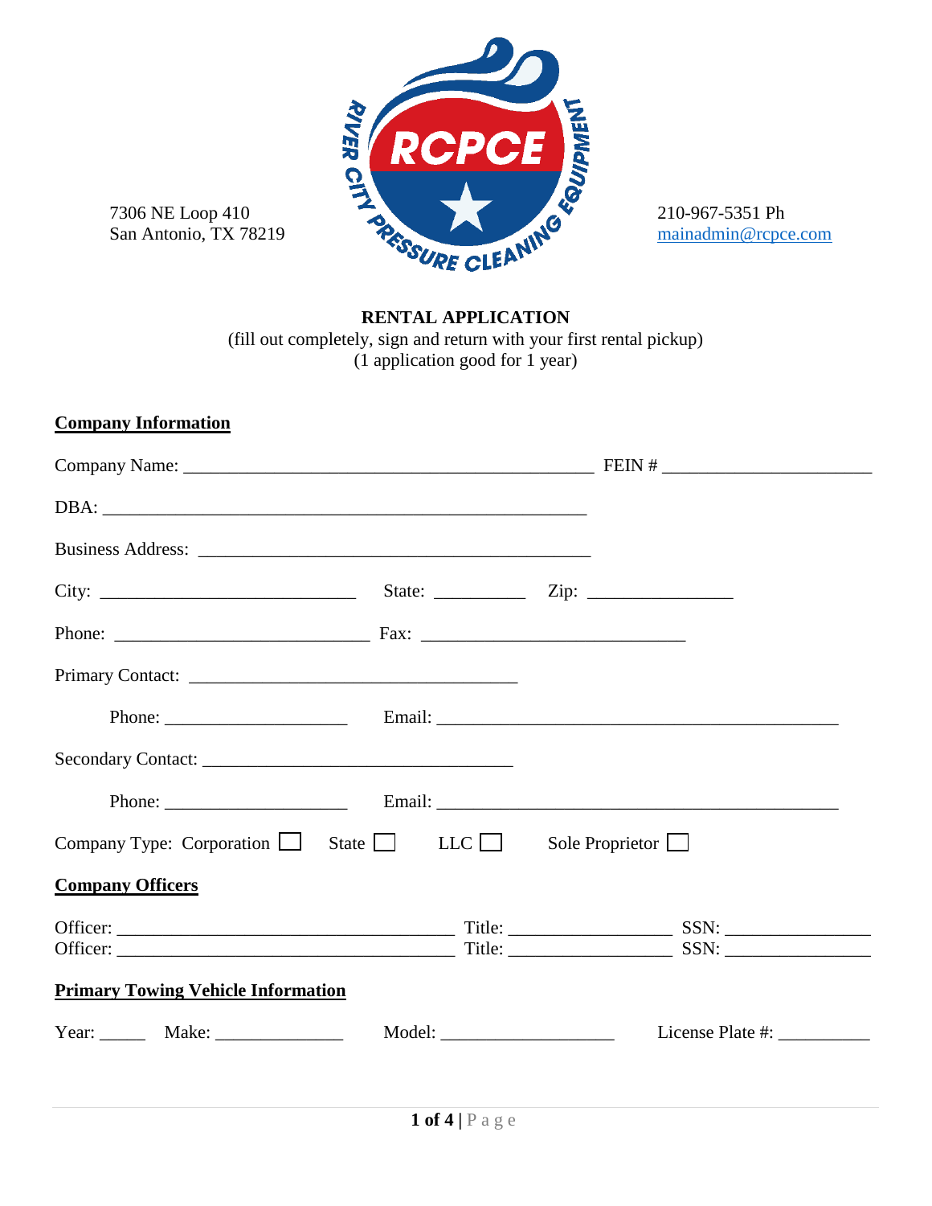7306 NE Loop 410
San Antonio, TX 78219

210-967-5351 Ph
mainadmin@rcpce.com

**RENTAL APPLICATION**

(fill out completely, sign and return with your first rental pickup)
(1 application good for 1 year)

## Company Information

Company Name: ______________________________________________ FEIN # _______________________

DBA: _______________________________________________________

Business Address: ____________________________________________

City: ____________________________ State: __________ Zip: ________________

Phone: ____________________________ Fax: ______________________________

Primary Contact: _____________________________________

Phone: ____________________ Email: _____________________________________________

Secondary Contact: ___________________________________

Phone: ____________________ Email: _____________________________________________

Company Type: Corporation ☐ State ☐ LLC ☐ Sole Proprietor ☐

## Company Officers

Officer: ______________________________________ Title: __________________ SSN: ________________
Officer: ______________________________________ Title: __________________ SSN: ________________

## Primary Towing Vehicle Information

Year: _____ Make: ______________ Model: ___________________ License Plate #: __________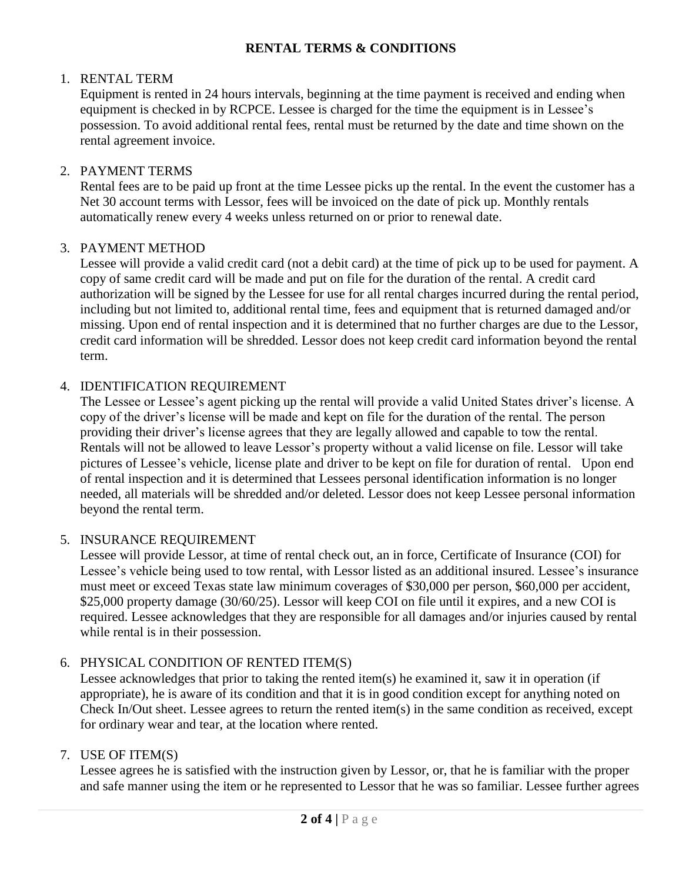# RENTAL TERMS & CONDITIONS

1. RENTAL TERM

   Equipment is rented in 24 hours intervals, beginning at the time payment is received and ending when equipment is checked in by RCPCE. Lessee is charged for the time the equipment is in Lessee's possession. To avoid additional rental fees, rental must be returned by the date and time shown on the rental agreement invoice.

2. PAYMENT TERMS

   Rental fees are to be paid up front at the time Lessee picks up the rental. In the event the customer has a Net 30 account terms with Lessor, fees will be invoiced on the date of pick up. Monthly rentals automatically renew every 4 weeks unless returned on or prior to renewal date.

3. PAYMENT METHOD

   Lessee will provide a valid credit card (not a debit card) at the time of pick up to be used for payment. A copy of same credit card will be made and put on file for the duration of the rental. A credit card authorization will be signed by the Lessee for use for all rental charges incurred during the rental period, including but not limited to, additional rental time, fees and equipment that is returned damaged and/or missing. Upon end of rental inspection and it is determined that no further charges are due to the Lessor, credit card information will be shredded. Lessor does not keep credit card information beyond the rental term.

4. IDENTIFICATION REQUIREMENT

   The Lessee or Lessee's agent picking up the rental will provide a valid United States driver's license. A copy of the driver's license will be made and kept on file for the duration of the rental. The person providing their driver's license agrees that they are legally allowed and capable to tow the rental. Rentals will not be allowed to leave Lessor's property without a valid license on file. Lessor will take pictures of Lessee's vehicle, license plate and driver to be kept on file for duration of rental. Upon end of rental inspection and it is determined that Lessees personal identification information is no longer needed, all materials will be shredded and/or deleted. Lessor does not keep Lessee personal information beyond the rental term.

5. INSURANCE REQUIREMENT

   Lessee will provide Lessor, at time of rental check out, an in force, Certificate of Insurance (COI) for Lessee's vehicle being used to tow rental, with Lessor listed as an additional insured. Lessee's insurance must meet or exceed Texas state law minimum coverages of $30,000 per person, $60,000 per accident, $25,000 property damage (30/60/25). Lessor will keep COI on file until it expires, and a new COI is required. Lessee acknowledges that they are responsible for all damages and/or injuries caused by rental while rental is in their possession.

6. PHYSICAL CONDITION OF RENTED ITEM(S)

   Lessee acknowledges that prior to taking the rented item(s) he examined it, saw it in operation (if appropriate), he is aware of its condition and that it is in good condition except for anything noted on Check In/Out sheet. Lessee agrees to return the rented item(s) in the same condition as received, except for ordinary wear and tear, at the location where rented.

7. USE OF ITEM(S)

   Lessee agrees he is satisfied with the instruction given by Lessor, or, that he is familiar with the proper and safe manner using the item or he represented to Lessor that he was so familiar. Lessee further agrees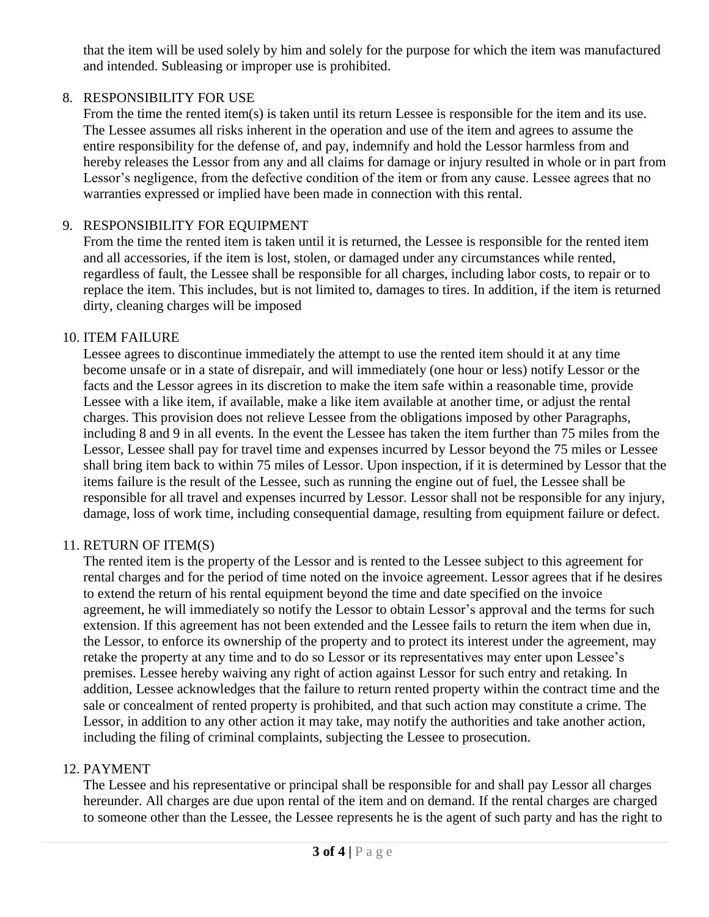that the item will be used solely by him and solely for the purpose for which the item was manufactured and intended. Subleasing or improper use is prohibited.

8. RESPONSIBILITY FOR USE
   From the time the rented item(s) is taken until its return Lessee is responsible for the item and its use. The Lessee assumes all risks inherent in the operation and use of the item and agrees to assume the entire responsibility for the defense of, and pay, indemnify and hold the Lessor harmless from and hereby releases the Lessor from any and all claims for damage or injury resulted in whole or in part from Lessor's negligence, from the defective condition of the item or from any cause. Lessee agrees that no warranties expressed or implied have been made in connection with this rental.

9. RESPONSIBILITY FOR EQUIPMENT
   From the time the rented item is taken until it is returned, the Lessee is responsible for the rented item and all accessories, if the item is lost, stolen, or damaged under any circumstances while rented, regardless of fault, the Lessee shall be responsible for all charges, including labor costs, to repair or to replace the item. This includes, but is not limited to, damages to tires. In addition, if the item is returned dirty, cleaning charges will be imposed

10. ITEM FAILURE
    Lessee agrees to discontinue immediately the attempt to use the rented item should it at any time become unsafe or in a state of disrepair, and will immediately (one hour or less) notify Lessor or the facts and the Lessor agrees in its discretion to make the item safe within a reasonable time, provide Lessee with a like item, if available, make a like item available at another time, or adjust the rental charges. This provision does not relieve Lessee from the obligations imposed by other Paragraphs, including 8 and 9 in all events. In the event the Lessee has taken the item further than 75 miles from the Lessor, Lessee shall pay for travel time and expenses incurred by Lessor beyond the 75 miles or Lessee shall bring item back to within 75 miles of Lessor. Upon inspection, if it is determined by Lessor that the items failure is the result of the Lessee, such as running the engine out of fuel, the Lessee shall be responsible for all travel and expenses incurred by Lessor. Lessor shall not be responsible for any injury, damage, loss of work time, including consequential damage, resulting from equipment failure or defect.

11. RETURN OF ITEM(S)
    The rented item is the property of the Lessor and is rented to the Lessee subject to this agreement for rental charges and for the period of time noted on the invoice agreement. Lessor agrees that if he desires to extend the return of his rental equipment beyond the time and date specified on the invoice agreement, he will immediately so notify the Lessor to obtain Lessor's approval and the terms for such extension. If this agreement has not been extended and the Lessee fails to return the item when due in, the Lessor, to enforce its ownership of the property and to protect its interest under the agreement, may retake the property at any time and to do so Lessor or its representatives may enter upon Lessee's premises. Lessee hereby waiving any right of action against Lessor for such entry and retaking. In addition, Lessee acknowledges that the failure to return rented property within the contract time and the sale or concealment of rented property is prohibited, and that such action may constitute a crime. The Lessor, in addition to any other action it may take, may notify the authorities and take another action, including the filing of criminal complaints, subjecting the Lessee to prosecution.

12. PAYMENT
    The Lessee and his representative or principal shall be responsible for and shall pay Lessor all charges hereunder. All charges are due upon rental of the item and on demand. If the rental charges are charged to someone other than the Lessee, the Lessee represents he is the agent of such party and has the right to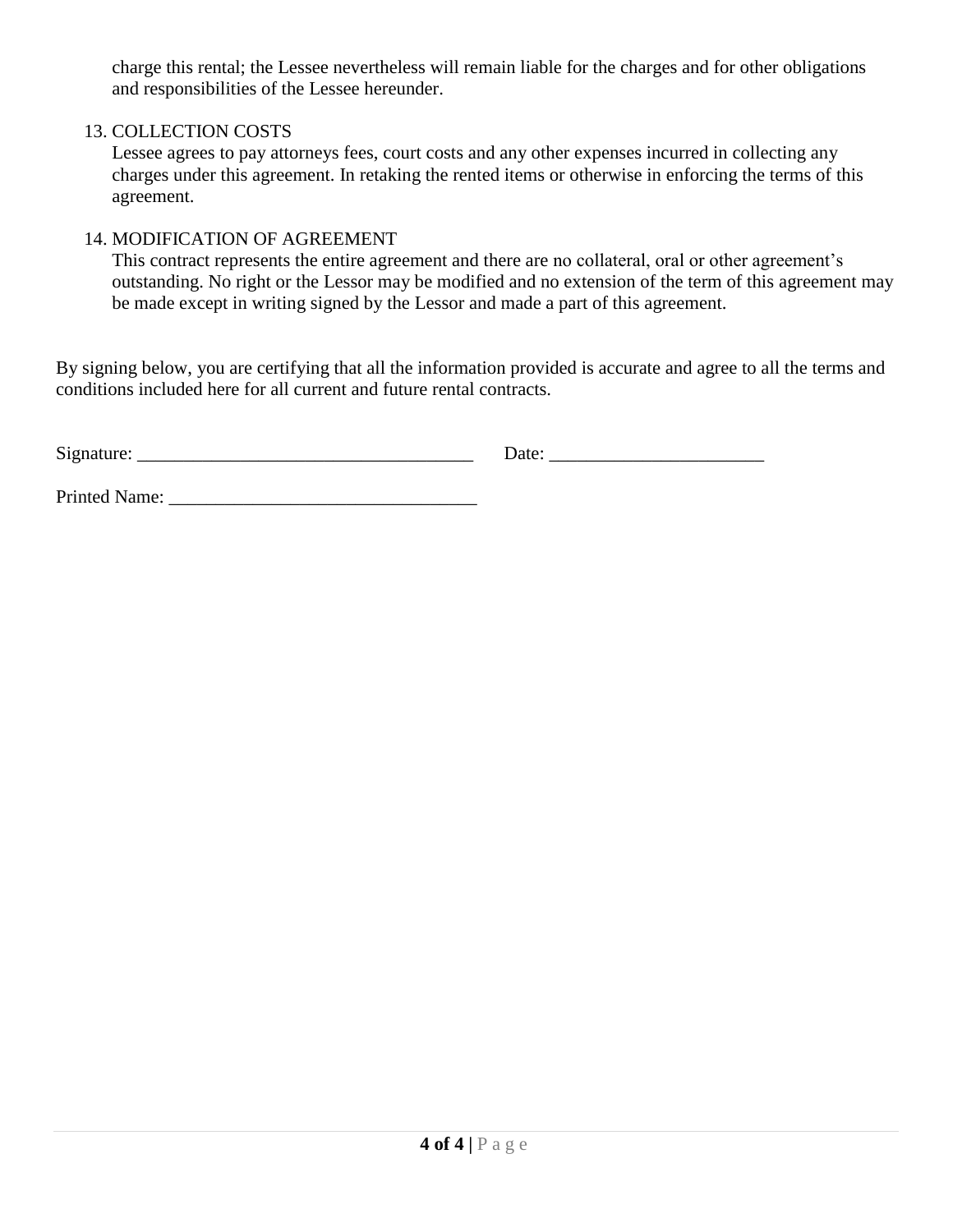charge this rental; the Lessee nevertheless will remain liable for the charges and for other obligations and responsibilities of the Lessee hereunder.

13. COLLECTION COSTS
    Lessee agrees to pay attorneys fees, court costs and any other expenses incurred in collecting any charges under this agreement. In retaking the rented items or otherwise in enforcing the terms of this agreement.

14. MODIFICATION OF AGREEMENT
    This contract represents the entire agreement and there are no collateral, oral or other agreement's outstanding. No right or the Lessor may be modified and no extension of the term of this agreement may be made except in writing signed by the Lessor and made a part of this agreement.

By signing below, you are certifying that all the information provided is accurate and agree to all the terms and conditions included here for all current and future rental contracts.

Signature: ____________________________________ Date: _______________________

Printed Name: _________________________________